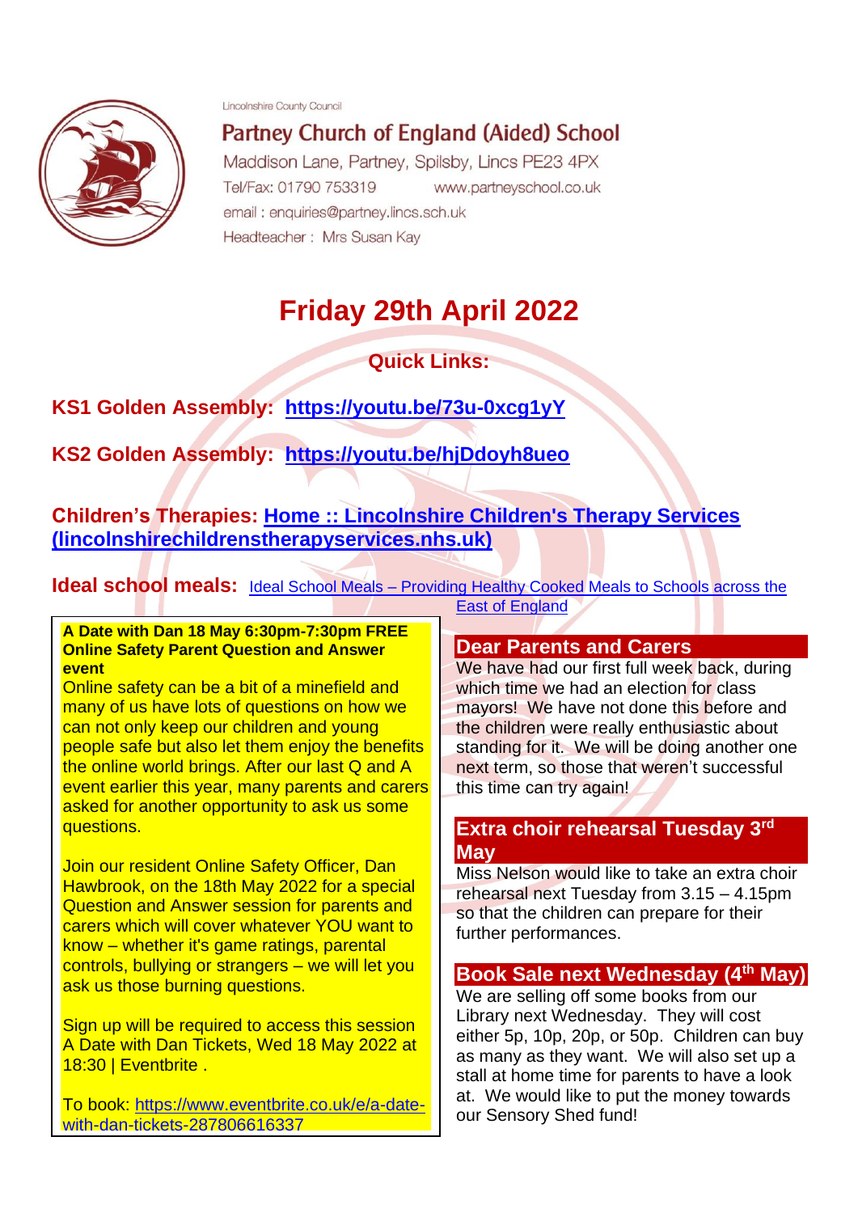Lincolnshire County Council

## Partney Church of England (Aided) School

Maddison Lane, Partney, Spilsby, Lincs PE23 4PX

Tel/Fax: 01790 753319 www.partneyschool.co.uk

email : enquiries@partney.lincs.sch.uk

Headteacher : Mrs Susan Kay

# Friday 29th April 2022

**Quick Links:**

**KS1 Golden Assembly: [https://youtu.be/73u-0xcg1yY](https://youtu.be/73u-0xcg1yY)**

**KS2 Golden Assembly: [https://youtu.be/hjDdoyh8ueo](https://youtu.be/hjDdoyh8ueo)**

**Children's Therapies: [Home :: Lincolnshire Children's Therapy Services (lincolnshirechildrenstherapyservices.nhs.uk)](lincolnshirechildrenstherapyservices.nhs.uk)**

**Ideal school meals:** Ideal School Meals – Providing Healthy Cooked Meals to Schools across the East of England

**A Date with Dan 18 May 6:30pm-7:30pm FREE Online Safety Parent Question and Answer event**

Online safety can be a bit of a minefield and many of us have lots of questions on how we can not only keep our children and young people safe but also let them enjoy the benefits the online world brings. After our last Q and A event earlier this year, many parents and carers asked for another opportunity to ask us some questions.

Join our resident Online Safety Officer, Dan Hawbrook, on the 18th May 2022 for a special Question and Answer session for parents and carers which will cover whatever YOU want to know – whether it's game ratings, parental controls, bullying or strangers – we will let you ask us those burning questions.

Sign up will be required to access this session A Date with Dan Tickets, Wed 18 May 2022 at 18:30 | Eventbrite .

To book: [https://www.eventbrite.co.uk/e/a-date-with-dan-tickets-287806616337](https://www.eventbrite.co.uk/e/a-date-with-dan-tickets-287806616337)

## Dear Parents and Carers

We have had our first full week back, during which time we had an election for class mayors! We have not done this before and the children were really enthusiastic about standing for it. We will be doing another one next term, so those that weren't successful this time can try again!

## Extra choir rehearsal Tuesday 3rd May

Miss Nelson would like to take an extra choir rehearsal next Tuesday from 3.15 – 4.15pm so that the children can prepare for their further performances.

## Book Sale next Wednesday (4th May)

We are selling off some books from our Library next Wednesday. They will cost either 5p, 10p, 20p, or 50p. Children can buy as many as they want. We will also set up a stall at home time for parents to have a look at. We would like to put the money towards our Sensory Shed fund!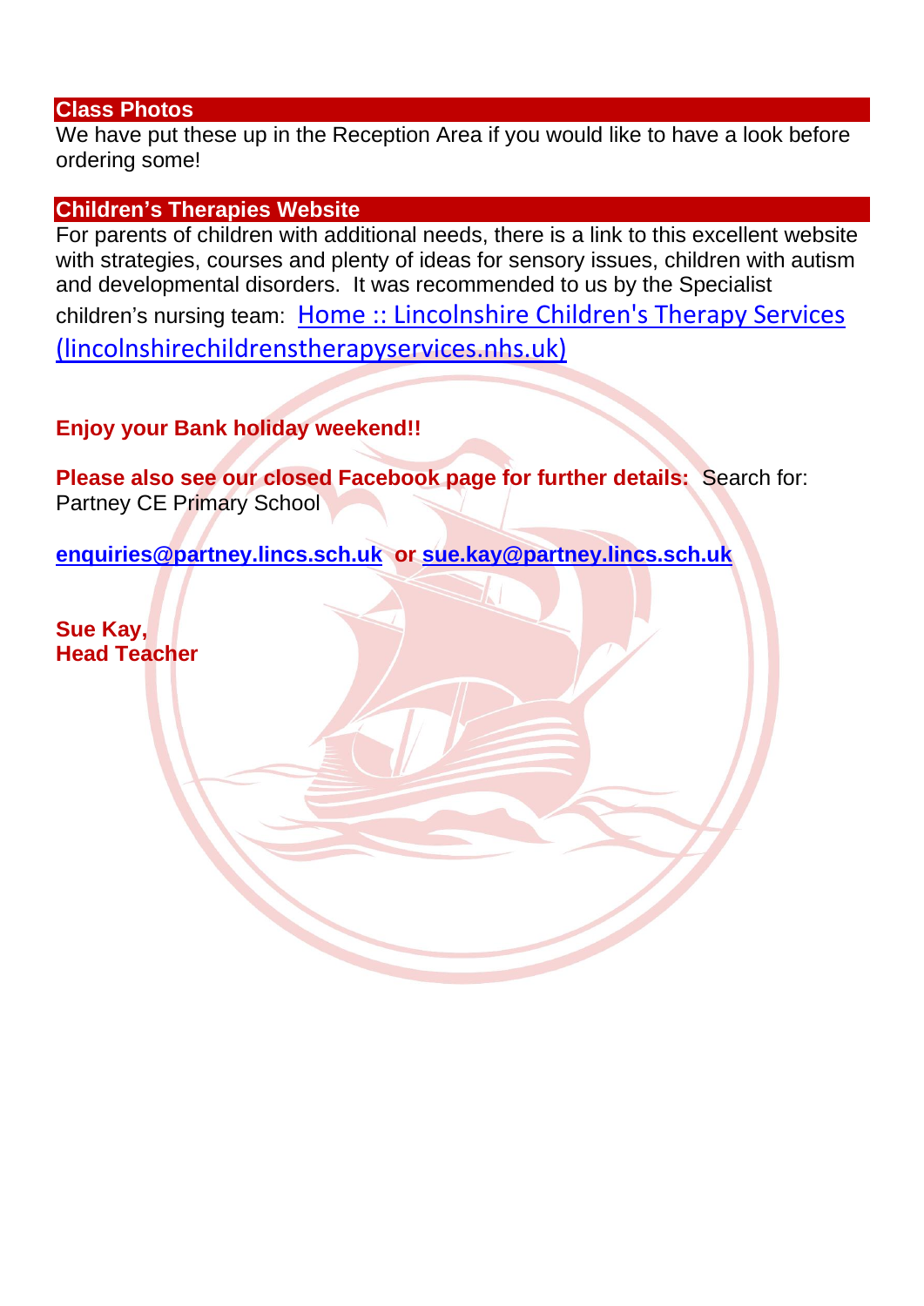## Class Photos

We have put these up in the Reception Area if you would like to have a look before ordering some!

## Children's Therapies Website

For parents of children with additional needs, there is a link to this excellent website with strategies, courses and plenty of ideas for sensory issues, children with autism and developmental disorders. It was recommended to us by the Specialist children's nursing team: Home :: Lincolnshire Children's Therapy Services (lincolnshirechildrenstherapyservices.nhs.uk)

**Enjoy your Bank holiday weekend!!**

**Please also see our closed Facebook page for further details:** Search for: Partney CE Primary School

**enquiries@partney.lincs.sch.uk or sue.kay@partney.lincs.sch.uk**

**Sue Kay,**
**Head Teacher**